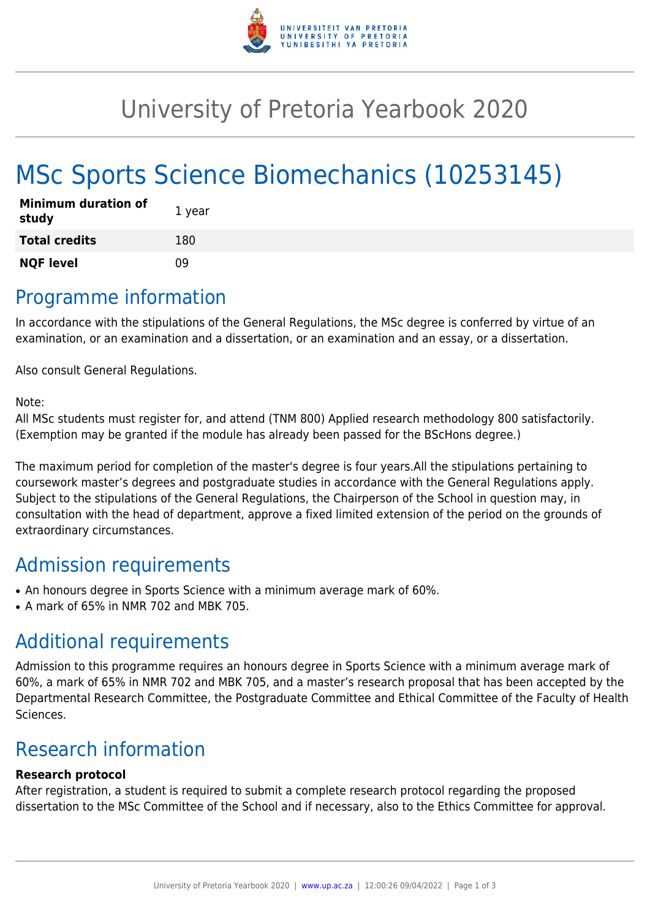# University of Pretoria Yearbook 2020

# MSc Sports Science Biomechanics (10253145)

| | |
|---|---|
| **Minimum duration of study** | 1 year |
| **Total credits** | 180 |
| **NQF level** | 09 |

## Programme information

In accordance with the stipulations of the General Regulations, the MSc degree is conferred by virtue of an examination, or an examination and a dissertation, or an examination and an essay, or a dissertation.

Also consult General Regulations.

Note:
All MSc students must register for, and attend (TNM 800) Applied research methodology 800 satisfactorily. (Exemption may be granted if the module has already been passed for the BScHons degree.)

The maximum period for completion of the master's degree is four years.All the stipulations pertaining to coursework master's degrees and postgraduate studies in accordance with the General Regulations apply. Subject to the stipulations of the General Regulations, the Chairperson of the School in question may, in consultation with the head of department, approve a fixed limited extension of the period on the grounds of extraordinary circumstances.

## Admission requirements

- An honours degree in Sports Science with a minimum average mark of 60%.
- A mark of 65% in NMR 702 and MBK 705.

## Additional requirements

Admission to this programme requires an honours degree in Sports Science with a minimum average mark of 60%, a mark of 65% in NMR 702 and MBK 705, and a master's research proposal that has been accepted by the Departmental Research Committee, the Postgraduate Committee and Ethical Committee of the Faculty of Health Sciences.

## Research information

**Research protocol**
After registration, a student is required to submit a complete research protocol regarding the proposed dissertation to the MSc Committee of the School and if necessary, also to the Ethics Committee for approval.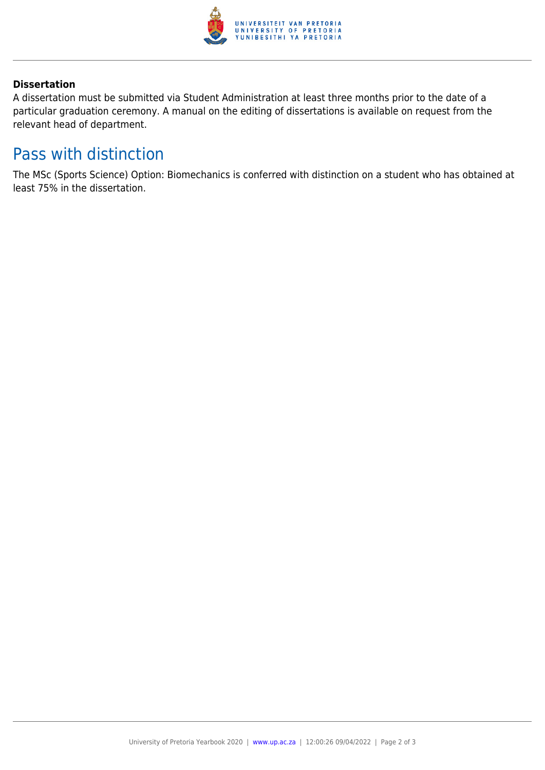**Dissertation**

A dissertation must be submitted via Student Administration at least three months prior to the date of a particular graduation ceremony. A manual on the editing of dissertations is available on request from the relevant head of department.

## Pass with distinction

The MSc (Sports Science) Option: Biomechanics is conferred with distinction on a student who has obtained at least 75% in the dissertation.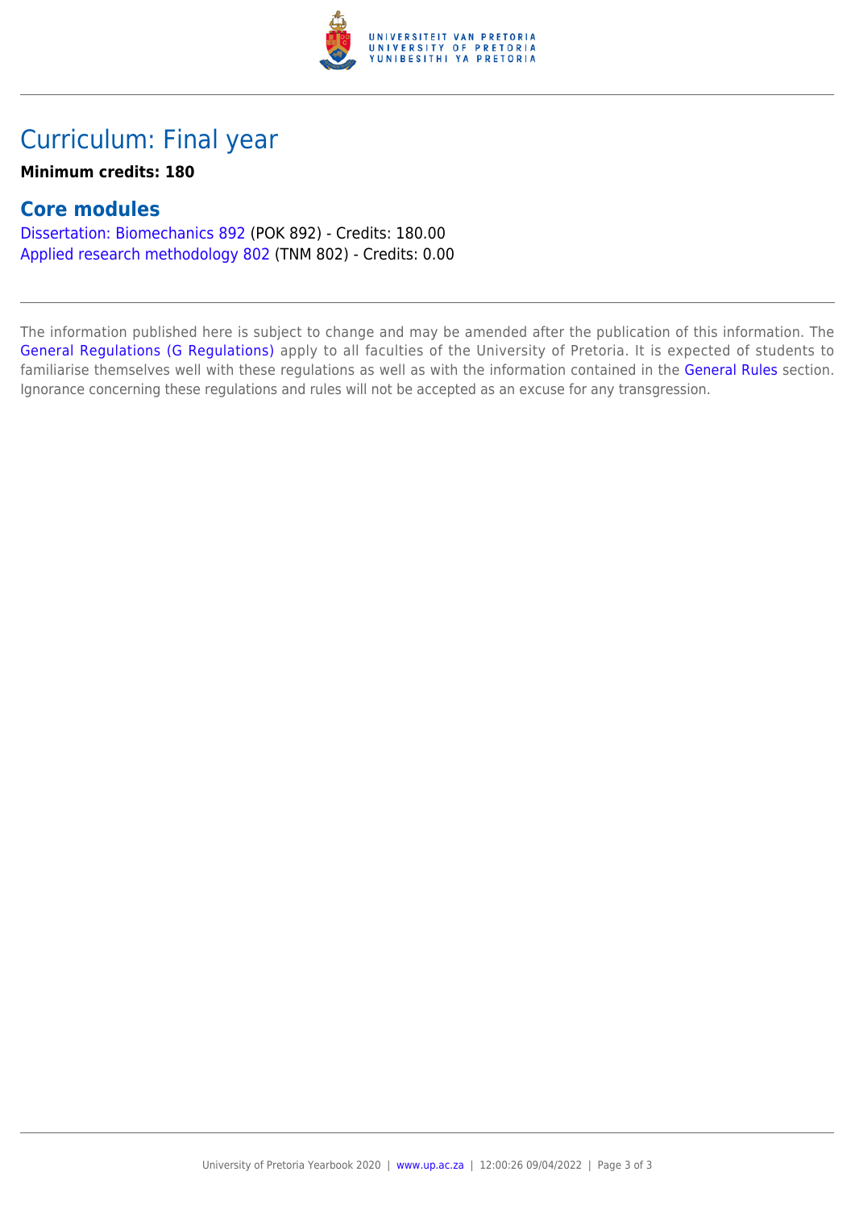# Curriculum: Final year

**Minimum credits: 180**

## Core modules

Dissertation: Biomechanics 892 (POK 892) - Credits: 180.00
Applied research methodology 802 (TNM 802) - Credits: 0.00

The information published here is subject to change and may be amended after the publication of this information. The General Regulations (G Regulations) apply to all faculties of the University of Pretoria. It is expected of students to familiarise themselves well with these regulations as well as with the information contained in the General Rules section. Ignorance concerning these regulations and rules will not be accepted as an excuse for any transgression.